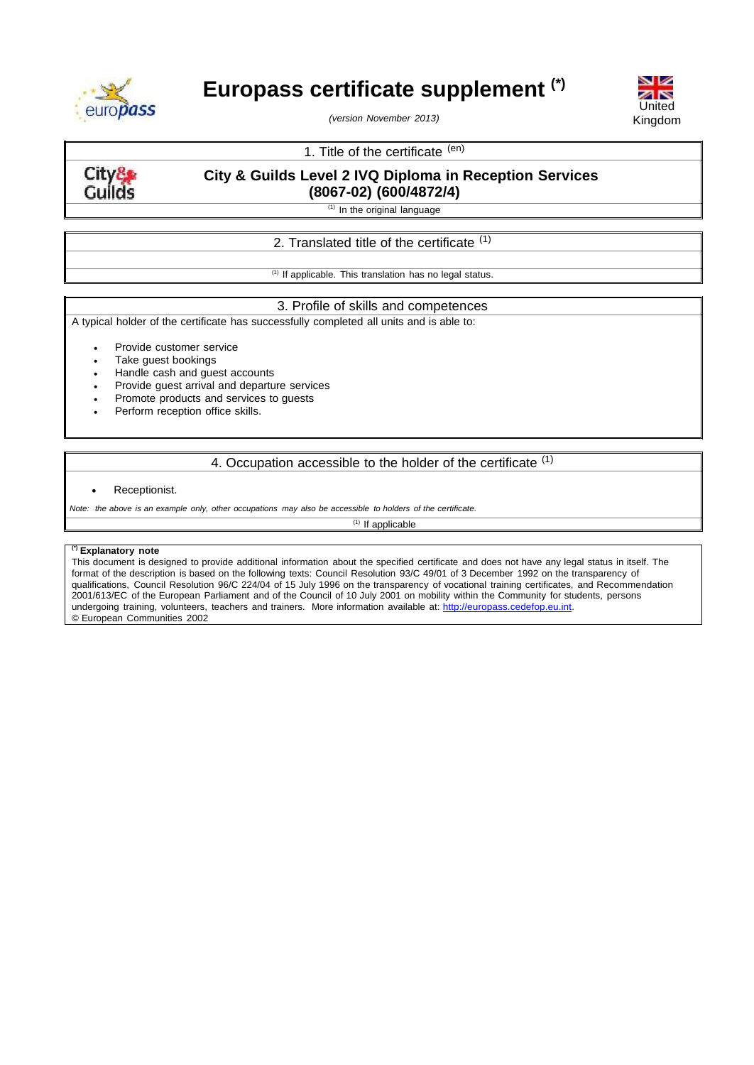# Europass certificate supplement [*]

*(version November 2013)*

United Kingdom

## 1. Title of the certificate [(en)]

**City & Guilds Level 2 IVQ Diploma in Reception Services (8067-02) (600/4872/4)**

[(1)] In the original language

## 2. Translated title of the certificate [(1)]

[(1)] If applicable. This translation has no legal status.

## 3. Profile of skills and competences

A typical holder of the certificate has successfully completed all units and is able to:

- Provide customer service
- Take guest bookings
- Handle cash and guest accounts
- Provide guest arrival and departure services
- Promote products and services to guests
- Perform reception office skills.

## 4. Occupation accessible to the holder of the certificate [(1)]

- Receptionist.

*Note: the above is an example only, other occupations may also be accessible to holders of the certificate.*

[(1)] If applicable

**[(*)] Explanatory note**

This document is designed to provide additional information about the specified certificate and does not have any legal status in itself. The format of the description is based on the following texts: Council Resolution 93/C 49/01 of 3 December 1992 on the transparency of qualifications, Council Resolution 96/C 224/04 of 15 July 1996 on the transparency of vocational training certificates, and Recommendation 2001/613/EC of the European Parliament and of the Council of 10 July 2001 on mobility within the Community for students, persons undergoing training, volunteers, teachers and trainers. More information available at: http://europass.cedefop.eu.int.

© European Communities 2002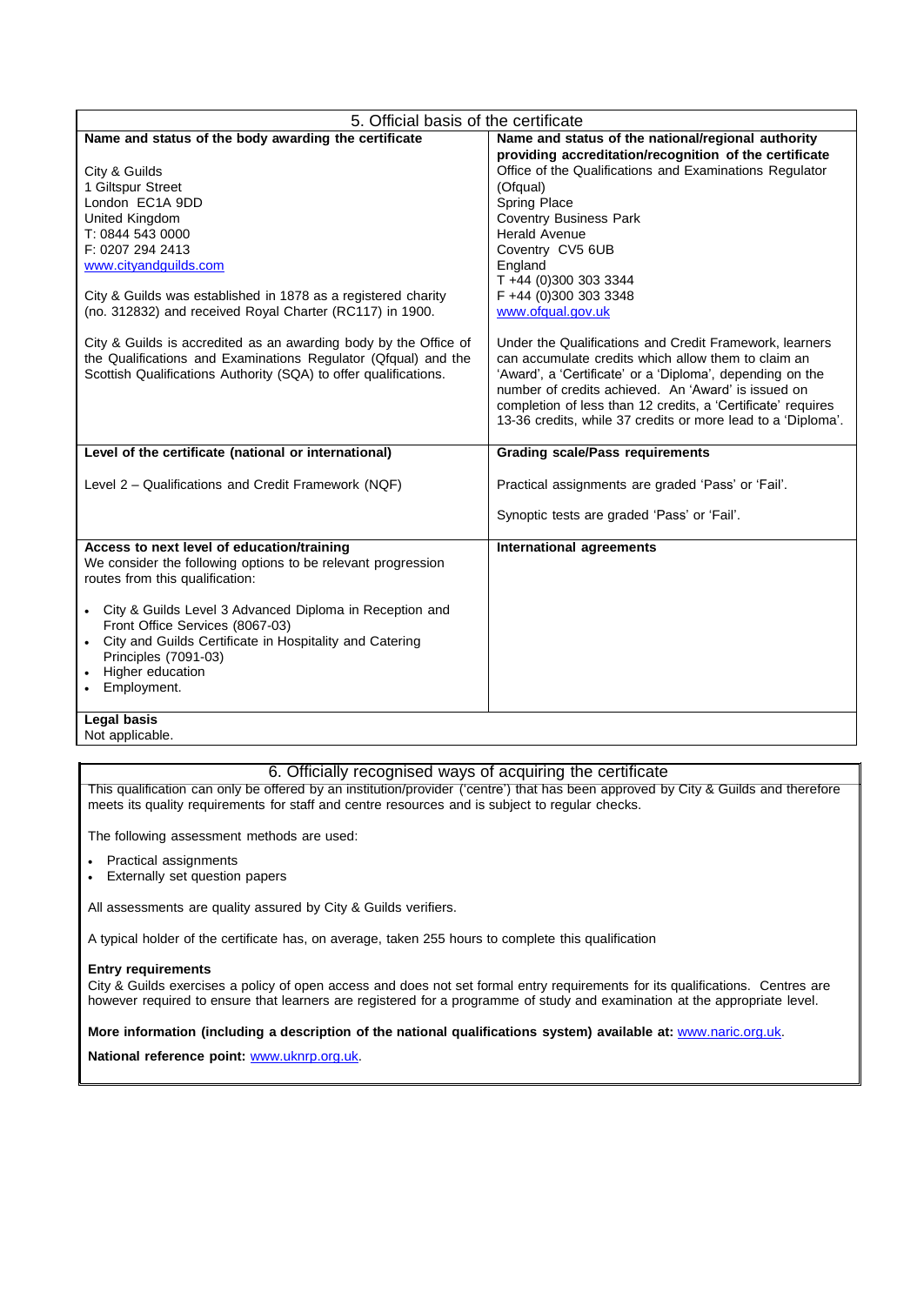## 5. Official basis of the certificate

| Name and status of the body awarding the certificate | Name and status of the national/regional authority providing accreditation/recognition of the certificate |
|---|---|
| City & Guilds<br>1 Giltspur Street<br>London EC1A 9DD<br>United Kingdom<br>T: 0844 543 0000<br>F: 0207 294 2413<br>www.cityandguilds.com<br><br>City & Guilds was established in 1878 as a registered charity (no. 312832) and received Royal Charter (RC117) in 1900.<br><br>City & Guilds is accredited as an awarding body by the Office of the Qualifications and Examinations Regulator (Qfqual) and the Scottish Qualifications Authority (SQA) to offer qualifications. | Office of the Qualifications and Examinations Regulator (Ofqual)<br>Spring Place<br>Coventry Business Park<br>Herald Avenue<br>Coventry CV5 6UB<br>England<br>T +44 (0)300 303 3344<br>F +44 (0)300 303 3348<br>www.ofqual.gov.uk<br><br>Under the Qualifications and Credit Framework, learners can accumulate credits which allow them to claim an 'Award', a 'Certificate' or a 'Diploma', depending on the number of credits achieved. An 'Award' is issued on completion of less than 12 credits, a 'Certificate' requires 13-36 credits, while 37 credits or more lead to a 'Diploma'. |
| **Level of the certificate (national or international)** | **Grading scale/Pass requirements** |
| Level 2 – Qualifications and Credit Framework (NQF) | Practical assignments are graded 'Pass' or 'Fail'.<br><br>Synoptic tests are graded 'Pass' or 'Fail'. |
| **Access to next level of education/training**<br>We consider the following options to be relevant progression routes from this qualification:<br><br>• City & Guilds Level 3 Advanced Diploma in Reception and Front Office Services (8067-03)<br>• City and Guilds Certificate in Hospitality and Catering Principles (7091-03)<br>• Higher education<br>• Employment. | **International agreements** |
| **Legal basis**<br>Not applicable. | |

## 6. Officially recognised ways of acquiring the certificate

This qualification can only be offered by an institution/provider ('centre') that has been approved by City & Guilds and therefore meets its quality requirements for staff and centre resources and is subject to regular checks.

The following assessment methods are used:

- Practical assignments
- Externally set question papers

All assessments are quality assured by City & Guilds verifiers.

A typical holder of the certificate has, on average, taken 255 hours to complete this qualification

**Entry requirements**
City & Guilds exercises a policy of open access and does not set formal entry requirements for its qualifications. Centres are however required to ensure that learners are registered for a programme of study and examination at the appropriate level.

**More information (including a description of the national qualifications system) available at:** www.naric.org.uk.

**National reference point:** www.uknrp.org.uk.